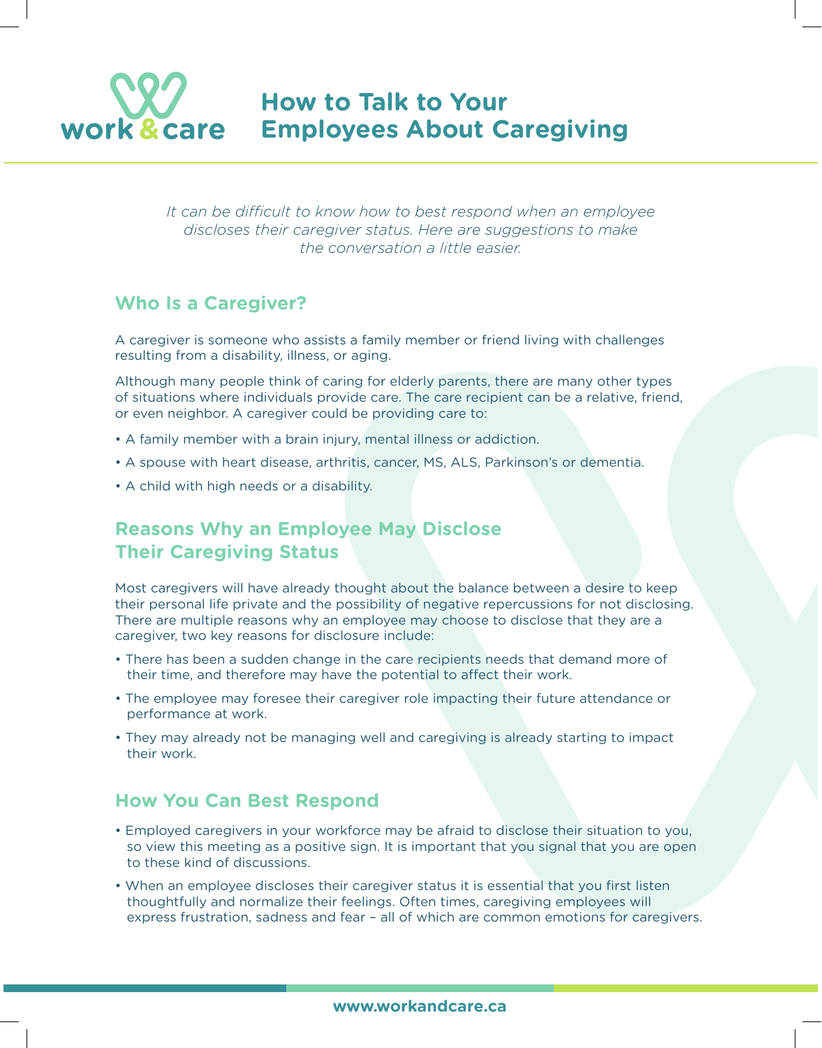# How to Talk to Your Employees About Caregiving

*It can be difficult to know how to best respond when an employee discloses their caregiver status. Here are suggestions to make the conversation a little easier.*

## Who Is a Caregiver?

A caregiver is someone who assists a family member or friend living with challenges resulting from a disability, illness, or aging.

Although many people think of caring for elderly parents, there are many other types of situations where individuals provide care. The care recipient can be a relative, friend, or even neighbor. A caregiver could be providing care to:

- A family member with a brain injury, mental illness or addiction.
- A spouse with heart disease, arthritis, cancer, MS, ALS, Parkinson's or dementia.
- A child with high needs or a disability.

## Reasons Why an Employee May Disclose Their Caregiving Status

Most caregivers will have already thought about the balance between a desire to keep their personal life private and the possibility of negative repercussions for not disclosing. There are multiple reasons why an employee may choose to disclose that they are a caregiver, two key reasons for disclosure include:

- There has been a sudden change in the care recipients needs that demand more of their time, and therefore may have the potential to affect their work.
- The employee may foresee their caregiver role impacting their future attendance or performance at work.
- They may already not be managing well and caregiving is already starting to impact their work.

## How You Can Best Respond

- Employed caregivers in your workforce may be afraid to disclose their situation to you, so view this meeting as a positive sign. It is important that you signal that you are open to these kind of discussions.
- When an employee discloses their caregiver status it is essential that you first listen thoughtfully and normalize their feelings. Often times, caregiving employees will express frustration, sadness and fear – all of which are common emotions for caregivers.

www.workandcare.ca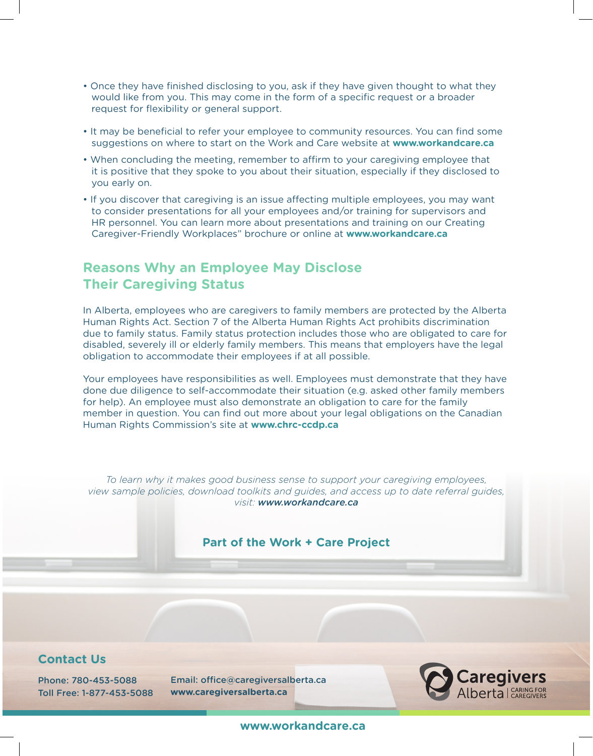- Once they have finished disclosing to you, ask if they have given thought to what they would like from you. This may come in the form of a specific request or a broader request for flexibility or general support.
- It may be beneficial to refer your employee to community resources. You can find some suggestions on where to start on the Work and Care website at **www.workandcare.ca**
- When concluding the meeting, remember to affirm to your caregiving employee that it is positive that they spoke to you about their situation, especially if they disclosed to you early on.
- If you discover that caregiving is an issue affecting multiple employees, you may want to consider presentations for all your employees and/or training for supervisors and HR personnel. You can learn more about presentations and training on our Creating Caregiver-Friendly Workplaces" brochure or online at **www.workandcare.ca**

## Reasons Why an Employee May Disclose Their Caregiving Status

In Alberta, employees who are caregivers to family members are protected by the Alberta Human Rights Act. Section 7 of the Alberta Human Rights Act prohibits discrimination due to family status. Family status protection includes those who are obligated to care for disabled, severely ill or elderly family members. This means that employers have the legal obligation to accommodate their employees if at all possible.

Your employees have responsibilities as well. Employees must demonstrate that they have done due diligence to self-accommodate their situation (e.g. asked other family members for help). An employee must also demonstrate an obligation to care for the family member in question. You can find out more about your legal obligations on the Canadian Human Rights Commission's site at **www.chrc-ccdp.ca**

*To learn why it makes good business sense to support your caregiving employees, view sample policies, download toolkits and guides, and access up to date referral guides, visit:* ***www.workandcare.ca***

**Part of the Work + Care Project**

## Contact Us

Phone: 780-453-5088
Toll Free: 1-877-453-5088

Email: office@caregiversalberta.ca
**www.caregiversalberta.ca**

Caregivers Alberta | CARING FOR CAREGIVERS

**www.workandcare.ca**